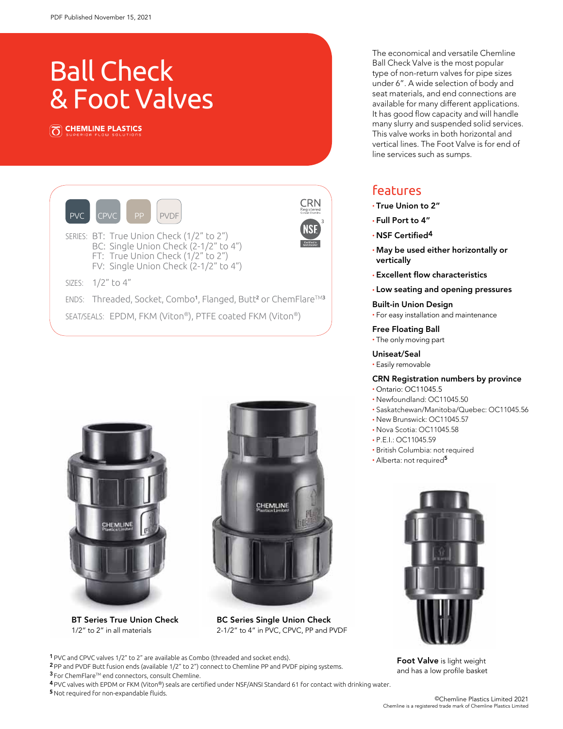PDF Published November 15, 2021

# Ball Check & Foot Valves

CHEMLINE PLASTICS
SUPERIOR FLOW SOLUTIONS

The economical and versatile Chemline Ball Check Valve is the most popular type of non-return valves for pipe sizes under 6". A wide selection of body and seat materials, and end connections are available for many different applications. It has good flow capacity and will handle many slurry and suspended solid services. This valve works in both horizontal and vertical lines. The Foot Valve is for end of line services such as sumps.

PVC | CPVC | PP | PVDF

CRN Registered
NSF[3]

SERIES:
- BT: True Union Check (1/2" to 2")
- BC: Single Union Check (2-1/2" to 4")
- FT: True Union Check (1/2" to 2")
- FV: Single Union Check (2-1/2" to 4")

SIZES: 1/2" to 4"

ENDS: Threaded, Socket, Combo[1], Flanged, Butt[2] or ChemFlare™[3]

SEAT/SEALS: EPDM, FKM (Viton®), PTFE coated FKM (Viton®)

## features

- **True Union to 2"**
- **Full Port to 4"**
- **NSF Certified[4]**
- **May be used either horizontally or vertically**
- **Excellent flow characteristics**
- **Low seating and opening pressures**

**Built-in Union Design**
- For easy installation and maintenance

**Free Floating Ball**
- The only moving part

**Uniseat/Seal**
- Easily removable

**CRN Registration numbers by province**
- Ontario: OC11045.5
- Newfoundland: OC11045.50
- Saskatchewan/Manitoba/Quebec: OC11045.56
- New Brunswick: OC11045.57
- Nova Scotia: OC11045.58
- P.E.I.: OC11045.59
- British Columbia: not required
- Alberta: not required[5]

**BT Series True Union Check**
1/2" to 2" in all materials

**BC Series Single Union Check**
2-1/2" to 4" in PVC, CPVC, PP and PVDF

**Foot Valve** is light weight and has a low profile basket

[1] PVC and CPVC valves 1/2" to 2" are available as Combo (threaded and socket ends).
[2] PP and PVDF Butt fusion ends (available 1/2" to 2") connect to Chemline PP and PVDF piping systems.
[3] For ChemFlare™ end connectors, consult Chemline.
[4] PVC valves with EPDM or FKM (Viton®) seals are certified under NSF/ANSI Standard 61 for contact with drinking water.
[5] Not required for non-expandable fluids.

©Chemline Plastics Limited 2021
Chemline is a registered trade mark of Chemline Plastics Limited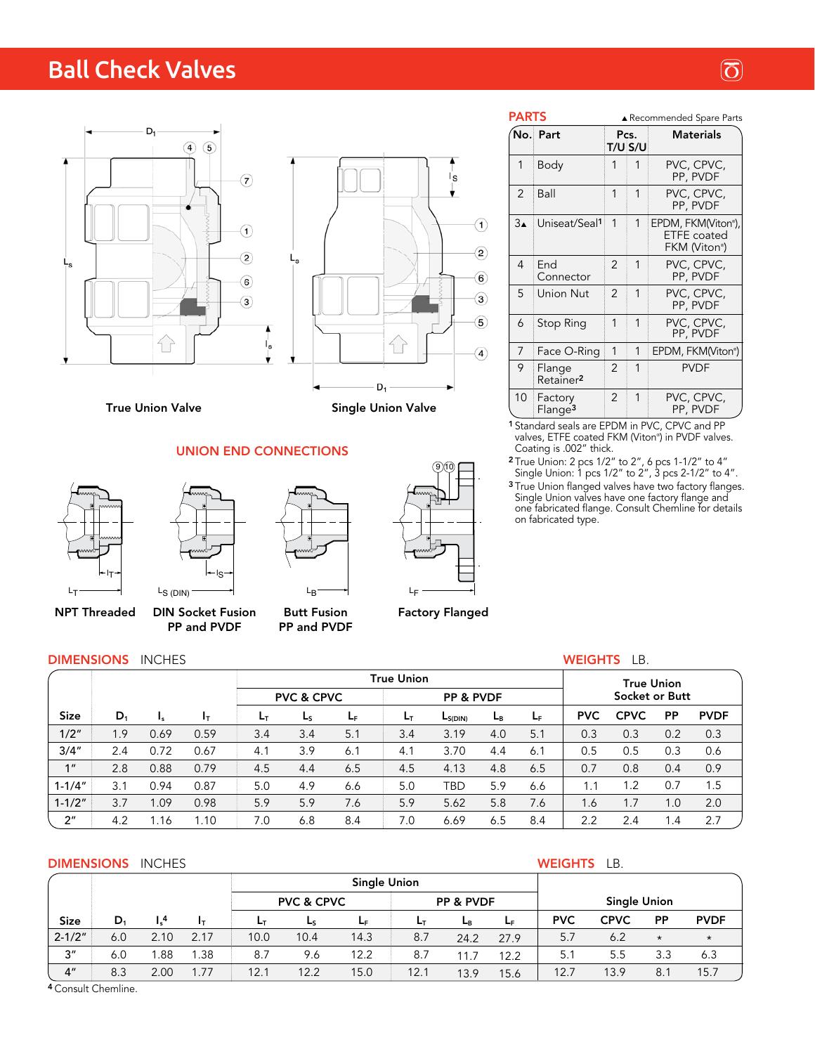# Ball Check Valves

True Union Valve

Single Union Valve

## PARTS

▲Recommended Spare Parts

| No. | Part | Pcs. T/U | Pcs. S/U | Materials |
|---|---|---|---|---|
| 1 | Body | 1 | 1 | PVC, CPVC, PP, PVDF |
| 2 | Ball | 1 | 1 | PVC, CPVC, PP, PVDF |
| 3▲ | Uniseat/Seal[1] | 1 | 1 | EPDM, FKM(Viton®), ETFE coated FKM (Viton®) |
| 4 | End Connector | 2 | 1 | PVC, CPVC, PP, PVDF |
| 5 | Union Nut | 2 | 1 | PVC, CPVC, PP, PVDF |
| 6 | Stop Ring | 1 | 1 | PVC, CPVC, PP, PVDF |
| 7 | Face O-Ring | 1 | 1 | EPDM, FKM(Viton®) |
| 9 | Flange Retainer[2] | 2 | 1 | PVDF |
| 10 | Factory Flange[3] | 2 | 1 | PVC, CPVC, PP, PVDF |

[1] Standard seals are EPDM in PVC, CPVC and PP valves, ETFE coated FKM (Viton®) in PVDF valves. Coating is .002" thick.

[2] True Union: 2 pcs 1/2" to 2", 6 pcs 1-1/2" to 4" Single Union: 1 pcs 1/2" to 2", 3 pcs 2-1/2" to 4".

[3] True Union flanged valves have two factory flanges. Single Union valves have one factory flange and one fabricated flange. Consult Chemline for details on fabricated type.

## UNION END CONNECTIONS

NPT Threaded

DIN Socket Fusion PP and PVDF

Butt Fusion PP and PVDF

Factory Flanged

## DIMENSIONS INCHES / WEIGHTS LB.

| Size | $D_1$ | $l_s$ | $l_T$ | True Union PVC & CPVC $L_T$ | $L_S$ | $L_F$ | True Union PP & PVDF $L_T$ | $L_{S(DIN)}$ | $L_B$ | $L_F$ | True Union Socket or Butt PVC | CPVC | PP | PVDF |
|---|---|---|---|---|---|---|---|---|---|---|---|---|---|---|
| 1/2" | 1.9 | 0.69 | 0.59 | 3.4 | 3.4 | 5.1 | 3.4 | 3.19 | 4.0 | 5.1 | 0.3 | 0.3 | 0.2 | 0.3 |
| 3/4" | 2.4 | 0.72 | 0.67 | 4.1 | 3.9 | 6.1 | 4.1 | 3.70 | 4.4 | 6.1 | 0.5 | 0.5 | 0.3 | 0.6 |
| 1" | 2.8 | 0.88 | 0.79 | 4.5 | 4.4 | 6.5 | 4.5 | 4.13 | 4.8 | 6.5 | 0.7 | 0.8 | 0.4 | 0.9 |
| 1-1/4" | 3.1 | 0.94 | 0.87 | 5.0 | 4.9 | 6.6 | 5.0 | TBD | 5.9 | 6.6 | 1.1 | 1.2 | 0.7 | 1.5 |
| 1-1/2" | 3.7 | 1.09 | 0.98 | 5.9 | 5.9 | 7.6 | 5.9 | 5.62 | 5.8 | 7.6 | 1.6 | 1.7 | 1.0 | 2.0 |
| 2" | 4.2 | 1.16 | 1.10 | 7.0 | 6.8 | 8.4 | 7.0 | 6.69 | 6.5 | 8.4 | 2.2 | 2.4 | 1.4 | 2.7 |

## DIMENSIONS INCHES / WEIGHTS LB.

| Size | $D_1$ | $l_s$[4] | $l_T$ | Single Union PVC & CPVC $L_T$ | $L_S$ | $L_F$ | Single Union PP & PVDF $L_T$ | $L_B$ | $L_F$ | Single Union PVC | CPVC | PP | PVDF |
|---|---|---|---|---|---|---|---|---|---|---|---|---|---|
| 2-1/2" | 6.0 | 2.10 | 2.17 | 10.0 | 10.4 | 14.3 | 8.7 | 24.2 | 27.9 | 5.7 | 6.2 | * | * |
| 3" | 6.0 | 1.88 | 1.38 | 8.7 | 9.6 | 12.2 | 8.7 | 11.7 | 12.2 | 5.1 | 5.5 | 3.3 | 6.3 |
| 4" | 8.3 | 2.00 | 1.77 | 12.1 | 12.2 | 15.0 | 12.1 | 13.9 | 15.6 | 12.7 | 13.9 | 8.1 | 15.7 |

[4] Consult Chemline.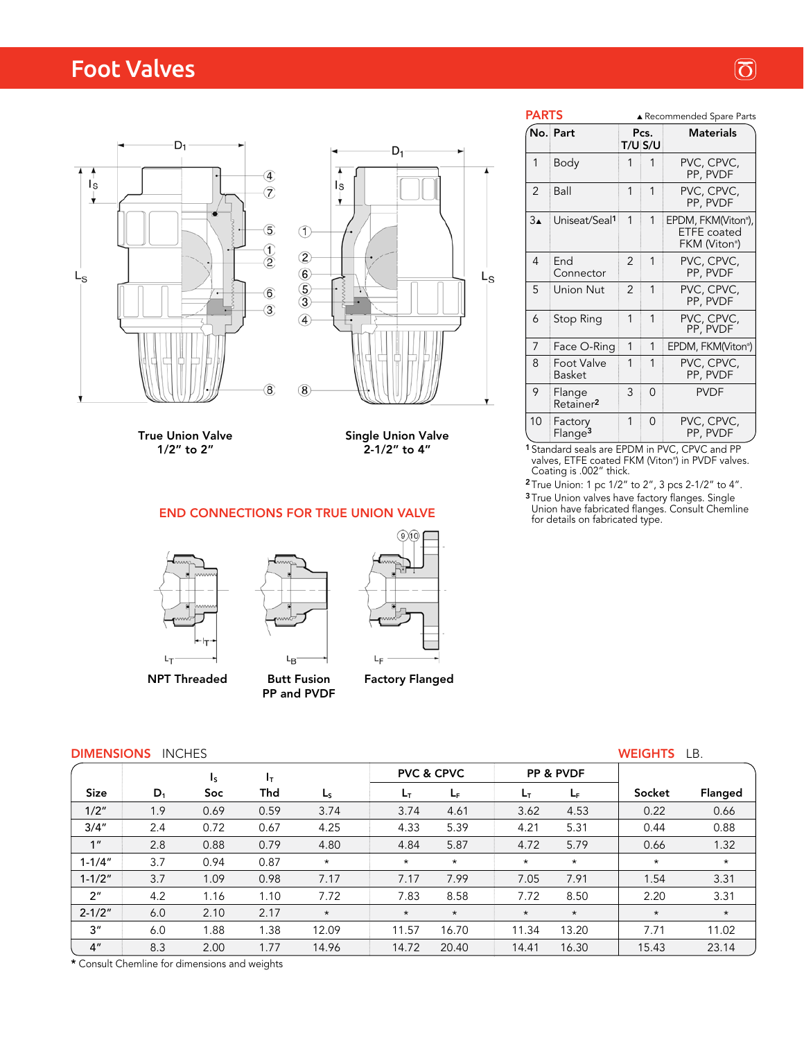# Foot Valves

True Union Valve
1/2" to 2"

Single Union Valve
2-1/2" to 4"

## END CONNECTIONS FOR TRUE UNION VALVE

NPT Threaded

Butt Fusion
PP and PVDF

Factory Flanged

## PARTS

▲ Recommended Spare Parts

| No. | Part | Pcs. T/U | Pcs. S/U | Materials |
|---|---|---|---|---|
| 1 | Body | 1 | 1 | PVC, CPVC, PP, PVDF |
| 2 | Ball | 1 | 1 | PVC, CPVC, PP, PVDF |
| 3▲ | Uniseat/Seal[1] | 1 | 1 | EPDM, FKM(Viton®), ETFE coated FKM (Viton®) |
| 4 | End Connector | 2 | 1 | PVC, CPVC, PP, PVDF |
| 5 | Union Nut | 2 | 1 | PVC, CPVC, PP, PVDF |
| 6 | Stop Ring | 1 | 1 | PVC, CPVC, PP, PVDF |
| 7 | Face O-Ring | 1 | 1 | EPDM, FKM(Viton®) |
| 8 | Foot Valve Basket | 1 | 1 | PVC, CPVC, PP, PVDF |
| 9 | Flange Retainer[2] | 3 | 0 | PVDF |
| 10 | Factory Flange[3] | 1 | 0 | PVC, CPVC, PP, PVDF |

[1] Standard seals are EPDM in PVC, CPVC and PP valves, ETFE coated FKM (Viton®) in PVDF valves. Coating is .002" thick.

[2] True Union: 1 pc 1/2" to 2", 3 pcs 2-1/2" to 4".

[3] True Union valves have factory flanges. Single Union have fabricated flanges. Consult Chemline for details on fabricated type.

## DIMENSIONS INCHES / WEIGHTS LB.

| Size | $D_1$ | $l_S$ Soc | $l_T$ Thd | $L_S$ | PVC & CPVC $L_T$ | PVC & CPVC $L_F$ | PP & PVDF $L_T$ | PP & PVDF $L_F$ | Weight Socket | Weight Flanged |
|---|---|---|---|---|---|---|---|---|---|---|
| 1/2" | 1.9 | 0.69 | 0.59 | 3.74 | 3.74 | 4.61 | 3.62 | 4.53 | 0.22 | 0.66 |
| 3/4" | 2.4 | 0.72 | 0.67 | 4.25 | 4.33 | 5.39 | 4.21 | 5.31 | 0.44 | 0.88 |
| 1" | 2.8 | 0.88 | 0.79 | 4.80 | 4.84 | 5.87 | 4.72 | 5.79 | 0.66 | 1.32 |
| 1-1/4" | 3.7 | 0.94 | 0.87 | * | * | * | * | * | * | * |
| 1-1/2" | 3.7 | 1.09 | 0.98 | 7.17 | 7.17 | 7.99 | 7.05 | 7.91 | 1.54 | 3.31 |
| 2" | 4.2 | 1.16 | 1.10 | 7.72 | 7.83 | 8.58 | 7.72 | 8.50 | 2.20 | 3.31 |
| 2-1/2" | 6.0 | 2.10 | 2.17 | * | * | * | * | * | * | * |
| 3" | 6.0 | 1.88 | 1.38 | 12.09 | 11.57 | 16.70 | 11.34 | 13.20 | 7.71 | 11.02 |
| 4" | 8.3 | 2.00 | 1.77 | 14.96 | 14.72 | 20.40 | 14.41 | 16.30 | 15.43 | 23.14 |

* Consult Chemline for dimensions and weights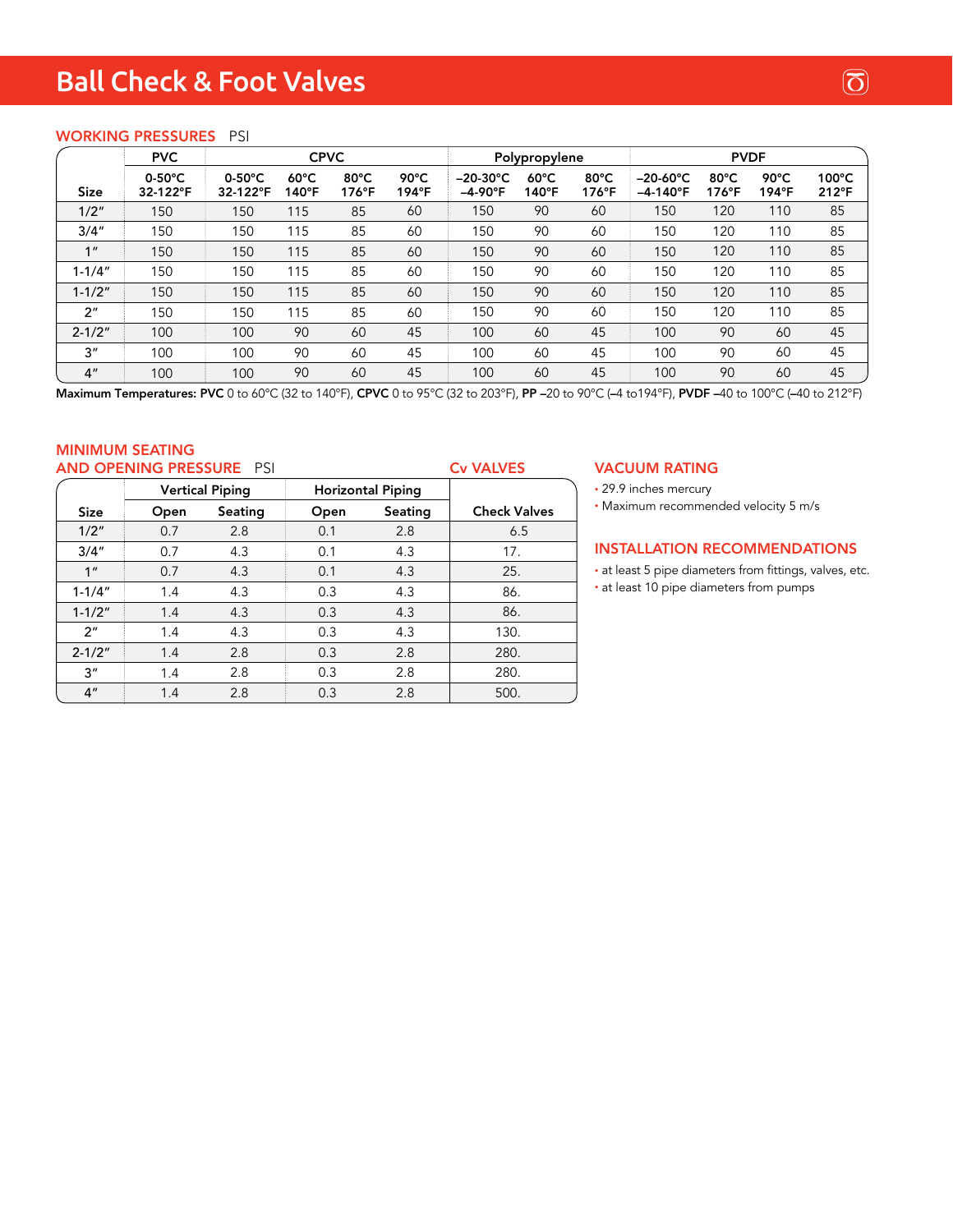# Ball Check & Foot Valves

## WORKING PRESSURES PSI

| Size | PVC | CPVC | | | | Polypropylene | | | PVDF | | | |
|---|---|---|---|---|---|---|---|---|---|---|---|---|
| | 0-50°C 32-122°F | 0-50°C 32-122°F | 60°C 140°F | 80°C 176°F | 90°C 194°F | –20-30°C –4-90°F | 60°C 140°F | 80°C 176°F | –20-60°C –4-140°F | 80°C 176°F | 90°C 194°F | 100°C 212°F |
| 1/2″ | 150 | 150 | 115 | 85 | 60 | 150 | 90 | 60 | 150 | 120 | 110 | 85 |
| 3/4″ | 150 | 150 | 115 | 85 | 60 | 150 | 90 | 60 | 150 | 120 | 110 | 85 |
| 1″ | 150 | 150 | 115 | 85 | 60 | 150 | 90 | 60 | 150 | 120 | 110 | 85 |
| 1-1/4″ | 150 | 150 | 115 | 85 | 60 | 150 | 90 | 60 | 150 | 120 | 110 | 85 |
| 1-1/2″ | 150 | 150 | 115 | 85 | 60 | 150 | 90 | 60 | 150 | 120 | 110 | 85 |
| 2″ | 150 | 150 | 115 | 85 | 60 | 150 | 90 | 60 | 150 | 120 | 110 | 85 |
| 2-1/2″ | 100 | 100 | 90 | 60 | 45 | 100 | 60 | 45 | 100 | 90 | 60 | 45 |
| 3″ | 100 | 100 | 90 | 60 | 45 | 100 | 60 | 45 | 100 | 90 | 60 | 45 |
| 4″ | 100 | 100 | 90 | 60 | 45 | 100 | 60 | 45 | 100 | 90 | 60 | 45 |

**Maximum Temperatures: PVC** 0 to 60°C (32 to 140°F), **CPVC** 0 to 95°C (32 to 203°F), **PP** –20 to 90°C (–4 to194°F), **PVDF** –40 to 100°C (–40 to 212°F)

## MINIMUM SEATING AND OPENING PRESSURE PSI / Cv VALVES

| Size | Vertical Piping | | Horizontal Piping | | Cv VALVES |
|---|---|---|---|---|---|
| | Open | Seating | Open | Seating | Check Valves |
| 1/2″ | 0.7 | 2.8 | 0.1 | 2.8 | 6.5 |
| 3/4″ | 0.7 | 4.3 | 0.1 | 4.3 | 17. |
| 1″ | 0.7 | 4.3 | 0.1 | 4.3 | 25. |
| 1-1/4″ | 1.4 | 4.3 | 0.3 | 4.3 | 86. |
| 1-1/2″ | 1.4 | 4.3 | 0.3 | 4.3 | 86. |
| 2″ | 1.4 | 4.3 | 0.3 | 4.3 | 130. |
| 2-1/2″ | 1.4 | 2.8 | 0.3 | 2.8 | 280. |
| 3″ | 1.4 | 2.8 | 0.3 | 2.8 | 280. |
| 4″ | 1.4 | 2.8 | 0.3 | 2.8 | 500. |

## VACUUM RATING

- 29.9 inches mercury
- Maximum recommended velocity 5 m/s

## INSTALLATION RECOMMENDATIONS

- at least 5 pipe diameters from fittings, valves, etc.
- at least 10 pipe diameters from pumps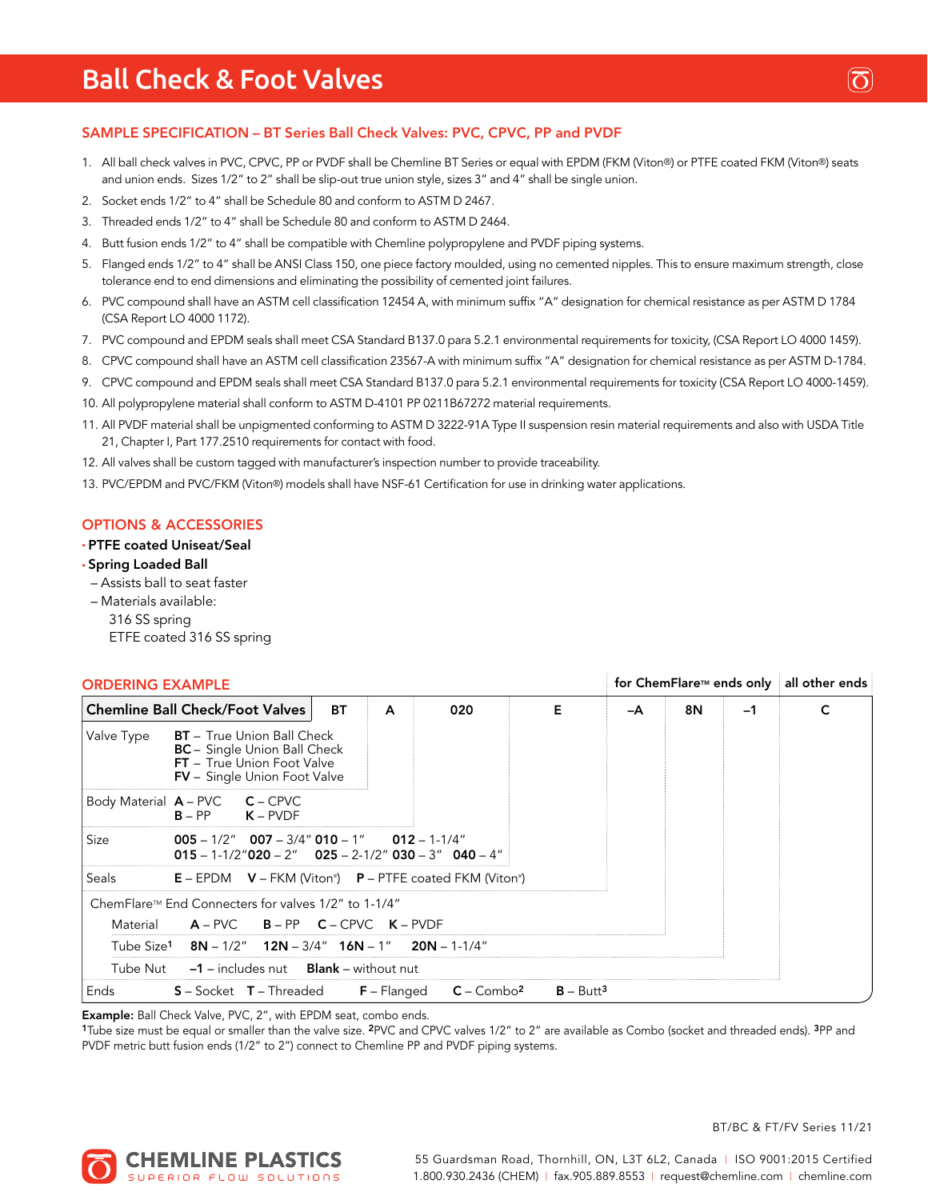# Ball Check & Foot Valves

## SAMPLE SPECIFICATION – BT Series Ball Check Valves: PVC, CPVC, PP and PVDF

1. All ball check valves in PVC, CPVC, PP or PVDF shall be Chemline BT Series or equal with EPDM (FKM (Viton®) or PTFE coated FKM (Viton®) seats and union ends. Sizes 1/2" to 2" shall be slip-out true union style, sizes 3" and 4" shall be single union.
2. Socket ends 1/2" to 4" shall be Schedule 80 and conform to ASTM D 2467.
3. Threaded ends 1/2" to 4" shall be Schedule 80 and conform to ASTM D 2464.
4. Butt fusion ends 1/2" to 4" shall be compatible with Chemline polypropylene and PVDF piping systems.
5. Flanged ends 1/2" to 4" shall be ANSI Class 150, one piece factory moulded, using no cemented nipples. This to ensure maximum strength, close tolerance end to end dimensions and eliminating the possibility of cemented joint failures.
6. PVC compound shall have an ASTM cell classification 12454 A, with minimum suffix "A" designation for chemical resistance as per ASTM D 1784 (CSA Report LO 4000 1172).
7. PVC compound and EPDM seals shall meet CSA Standard B137.0 para 5.2.1 environmental requirements for toxicity, (CSA Report LO 4000 1459).
8. CPVC compound shall have an ASTM cell classification 23567-A with minimum suffix "A" designation for chemical resistance as per ASTM D-1784.
9. CPVC compound and EPDM seals shall meet CSA Standard B137.0 para 5.2.1 environmental requirements for toxicity (CSA Report LO 4000-1459).
10. All polypropylene material shall conform to ASTM D-4101 PP 0211B67272 material requirements.
11. All PVDF material shall be unpigmented conforming to ASTM D 3222-91A Type II suspension resin material requirements and also with USDA Title 21, Chapter I, Part 177.2510 requirements for contact with food.
12. All valves shall be custom tagged with manufacturer's inspection number to provide traceability.
13. PVC/EPDM and PVC/FKM (Viton®) models shall have NSF-61 Certification for use in drinking water applications.

## OPTIONS & ACCESSORIES

- **PTFE coated Uniseat/Seal**
- **Spring Loaded Ball**
  - Assists ball to seat faster
  - Materials available:
    - 316 SS spring
    - ETFE coated 316 SS spring

## ORDERING EXAMPLE

| Chemline Ball Check/Foot Valves | BT | A | 020 | E | –A | 8N | –1 | C |
|---|---|---|---|---|---|---|---|---|
| | | | | | for ChemFlare™ ends only | | | all other ends |
| Valve Type | **BT** – True Union Ball Check<br>**BC** – Single Union Ball Check<br>**FT** – True Union Foot Valve<br>**FV** – Single Union Foot Valve | | | | | | | |
| Body Material | | **A** – PVC **C** – CPVC<br>**B** – PP **K** – PVDF | | | | | | |
| Size | | | **005** – 1/2" **007** – 3/4" **010** – 1" **012** – 1-1/4"<br>**015** – 1-1/2" **020** – 2" **025** – 2-1/2" **030** – 3" **040** – 4" | | | | | |
| Seals | | | | **E** – EPDM **V** – FKM (Viton®) **P** – PTFE coated FKM (Viton®) | | | | |
| ChemFlare™ End Connecters for valves 1/2" to 1-1/4" — Material | | | | | **A** – PVC **B** – PP **C** – CPVC **K** – PVDF | | | |
| Tube Size[1] | | | | | | **8N** – 1/2" **12N** – 3/4" **16N** – 1" **20N** – 1-1/4" | | |
| Tube Nut | | | | | | | **–1** – includes nut **Blank** – without nut | |
| Ends | | | | | | | | **S** – Socket **T** – Threaded **F** – Flanged **C** – Combo[2] **B** – Butt[3] |

**Example:** Ball Check Valve, PVC, 2", with EPDM seat, combo ends.
[1]Tube size must be equal or smaller than the valve size. [2]PVC and CPVC valves 1/2" to 2" are available as Combo (socket and threaded ends). [3]PP and PVDF metric butt fusion ends (1/2" to 2") connect to Chemline PP and PVDF piping systems.

BT/BC & FT/FV Series 11/21

CHEMLINE PLASTICS
SUPERIOR FLOW SOLUTIONS

55 Guardsman Road, Thornhill, ON, L3T 6L2, Canada | ISO 9001:2015 Certified
1.800.930.2436 (CHEM) | fax.905.889.8553 | request@chemline.com | chemline.com